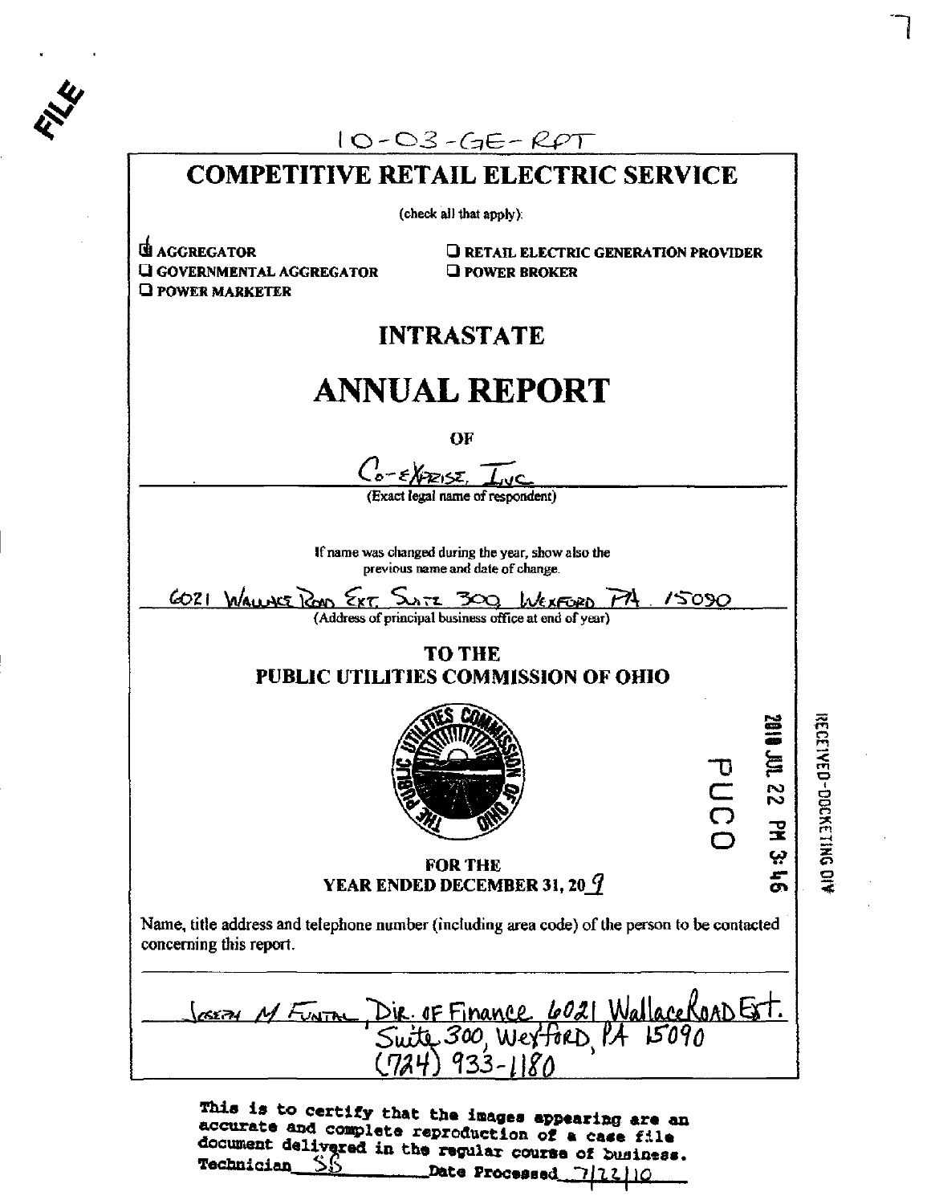FILE

10-03-GE-RPT

# COMPETITIVE RETAIL ELECTRIC SERVICE

(check all that apply):

- ☑ AGGREGATOR
- ☐ GOVERNMENTAL AGGREGATOR
- ☐ POWER MARKETER
- ☐ RETAIL ELECTRIC GENERATION PROVIDER
- ☐ POWER BROKER

## INTRASTATE

# ANNUAL REPORT

OF

Co-eXprise, Inc

(Exact legal name of respondent)

If name was changed during the year, show also the previous name and date of change.

6021 Wallace Road Ext. Suite 300 Wexford PA 15090

(Address of principal business office at end of year)

## TO THE PUBLIC UTILITIES COMMISSION OF OHIO

PUCO

2010 JUL 22 PM 3:46

RECEIVED-DOCKETING DIV

FOR THE YEAR ENDED DECEMBER 31, 20 9

Name, title address and telephone number (including area code) of the person to be contacted concerning this report.

Joseph M Funtal, Dir. of Finance 6021 Wallace Road Ext. Suite 300, Wexford, PA 15090 (724) 933-1180

This is to certify that the images appearing are an accurate and complete reproduction of a case file document delivered in the regular course of business.
Technician SS Date Processed 7/22/10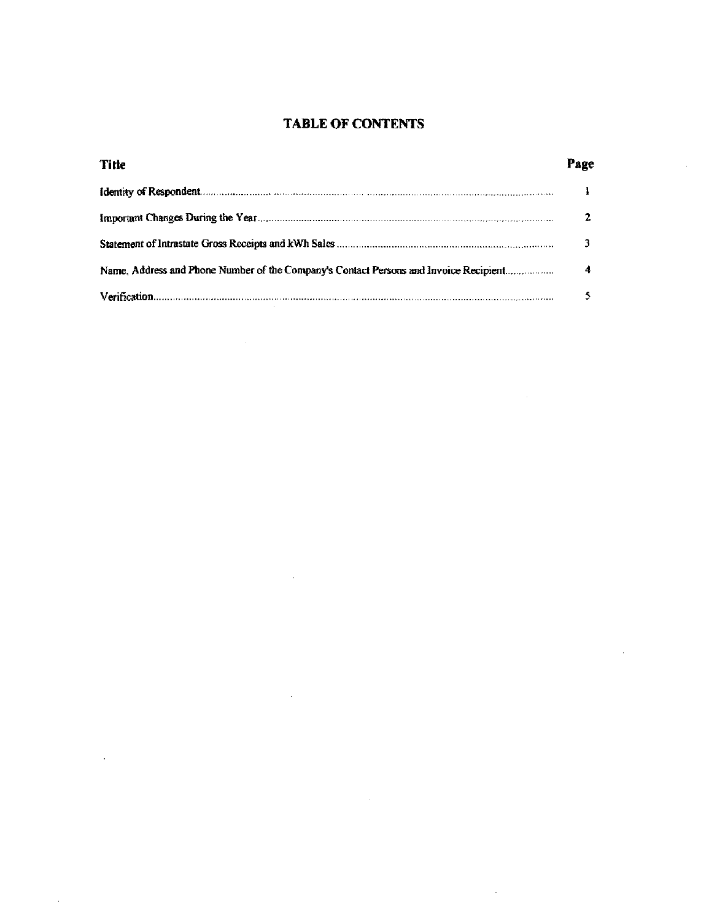# TABLE OF CONTENTS

| Title | Page |
| --- | --- |
| Identity of Respondent | 1 |
| Important Changes During the Year | 2 |
| Statement of Intrastate Gross Receipts and kWh Sales | 3 |
| Name, Address and Phone Number of the Company's Contact Persons and Invoice Recipient | 4 |
| Verification | 5 |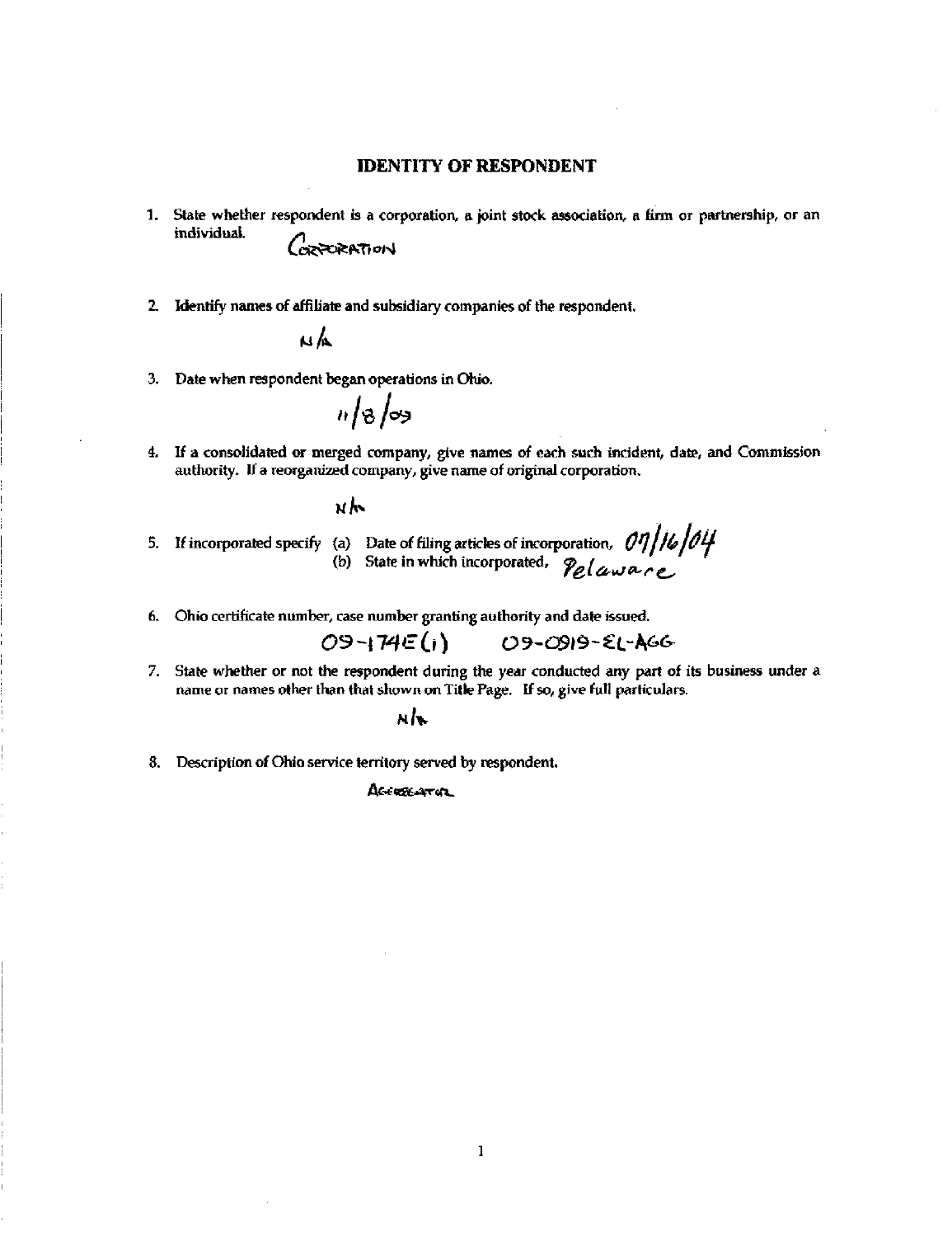## IDENTITY OF RESPONDENT

1. State whether respondent is a corporation, a joint stock association, a firm or partnership, or an individual.

   CORPORATION

2. Identify names of affiliate and subsidiary companies of the respondent.

   N/A

3. Date when respondent began operations in Ohio.

   11/8/09

4. If a consolidated or merged company, give names of each such incident, date, and Commission authority. If a reorganized company, give name of original corporation.

   N/A

5. If incorporated specify (a) Date of filing articles of incorporation, 07/16/04
   (b) State in which incorporated, Delaware

6. Ohio certificate number, case number granting authority and date issued.

   09-174E(1)    09-0919-EL-AGG

7. State whether or not the respondent during the year conducted any part of its business under a name or names other than that shown on Title Page. If so, give full particulars.

   N/A

8. Description of Ohio service territory served by respondent.

   AGGREGATOR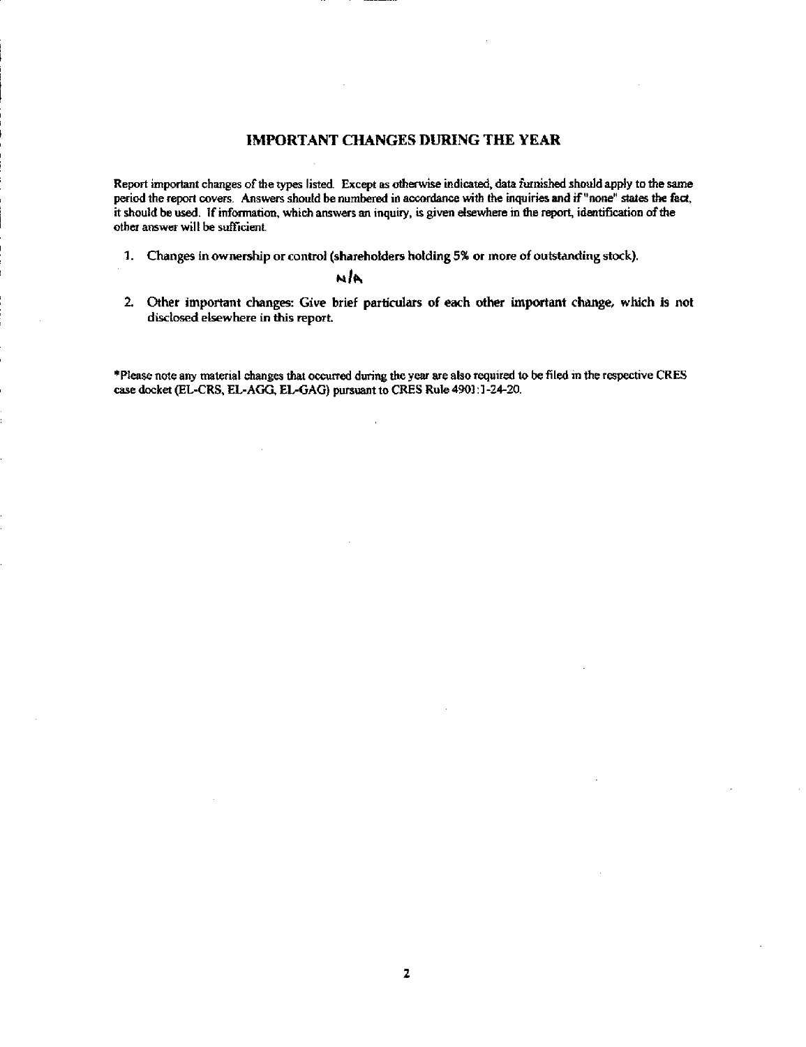# IMPORTANT CHANGES DURING THE YEAR

Report important changes of the types listed. Except as otherwise indicated, data furnished should apply to the same period the report covers. Answers should be numbered in accordance with the inquiries and if "none" states the fact, it should be used. If information, which answers an inquiry, is given elsewhere in the report, identification of the other answer will be sufficient.

1. Changes in ownership or control (shareholders holding 5% or more of outstanding stock).

   N/A

2. Other important changes: Give brief particulars of each other important change, which is not disclosed elsewhere in this report.

*Please note any material changes that occurred during the year are also required to be filed in the respective CRES case docket (EL-CRS, EL-AGG, EL-GAG) pursuant to CRES Rule 4901:1-24-20.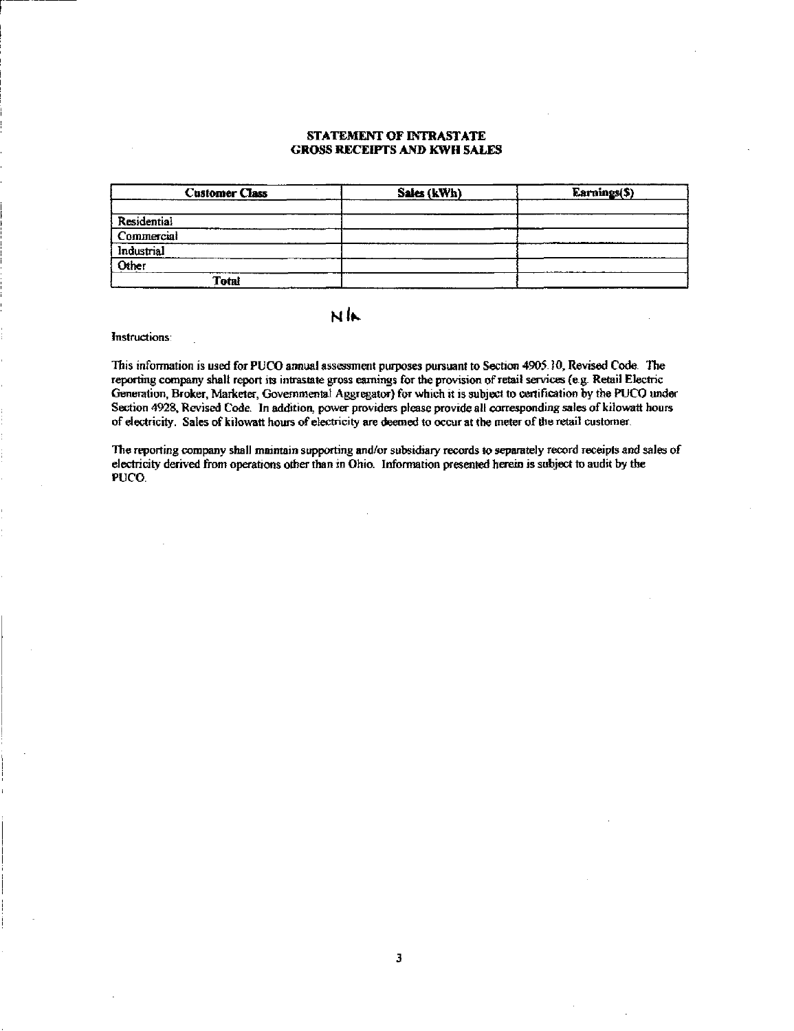# STATEMENT OF INTRASTATE GROSS RECEIPTS AND KWH SALES

| Customer Class | Sales (kWh) | Earnings($) |
|---|---|---|
| | | |
| Residential | | |
| Commercial | | |
| Industrial | | |
| Other | | |
| **Total** | | |

N/A

Instructions:

This information is used for PUCO annual assessment purposes pursuant to Section 4905.10, Revised Code. The reporting company shall report its intrastate gross earnings for the provision of retail services (e.g. Retail Electric Generation, Broker, Marketer, Governmental Aggregator) for which it is subject to certification by the PUCO under Section 4928, Revised Code. In addition, power providers please provide all corresponding sales of kilowatt hours of electricity. Sales of kilowatt hours of electricity are deemed to occur at the meter of the retail customer.

The reporting company shall maintain supporting and/or subsidiary records to separately record receipts and sales of electricity derived from operations other than in Ohio. Information presented herein is subject to audit by the PUCO.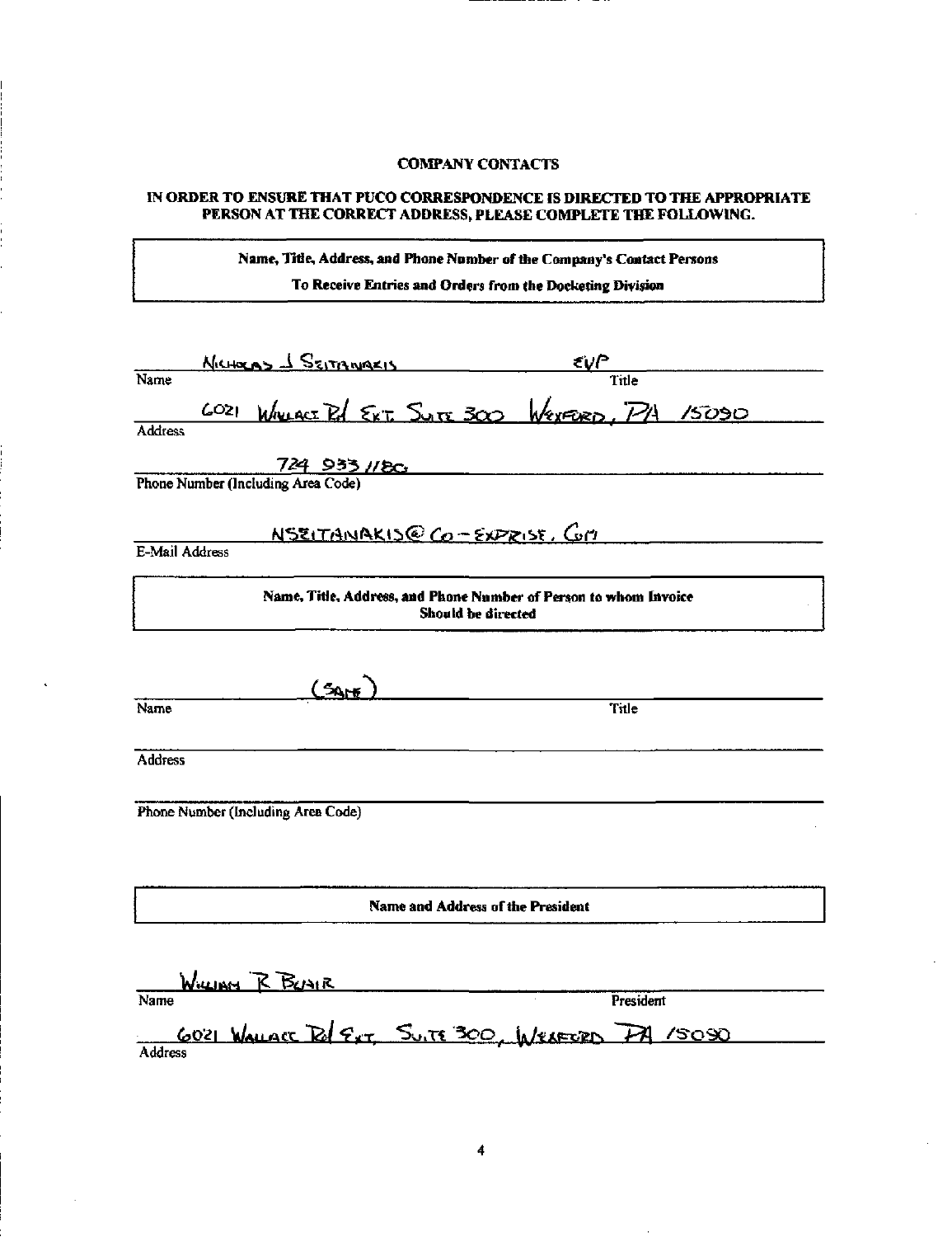**COMPANY CONTACTS**

**IN ORDER TO ENSURE THAT PUCO CORRESPONDENCE IS DIRECTED TO THE APPROPRIATE PERSON AT THE CORRECT ADDRESS, PLEASE COMPLETE THE FOLLOWING.**

**Name, Title, Address, and Phone Number of the Company's Contact Persons**

**To Receive Entries and Orders from the Docketing Division**

Name: NICHOLAS J SEITANAKIS

Title: EVP

Address: 6021 WALLACE Rd EXT. SUITE 300 WEXFORD, PA 15090

Phone Number (Including Area Code): 724 933 1180

E-Mail Address: NSEITANAKIS@CO-EXPRISE.COM

**Name, Title, Address, and Phone Number of Person to whom Invoice Should be directed**

Name: (SAME)

Title:

Address:

Phone Number (Including Area Code):

**Name and Address of the President**

Name: WILLIAM R BLAIR

President

Address: 6021 WALLACE Rd EXT, SUITE 300, WEXFORD PA 15090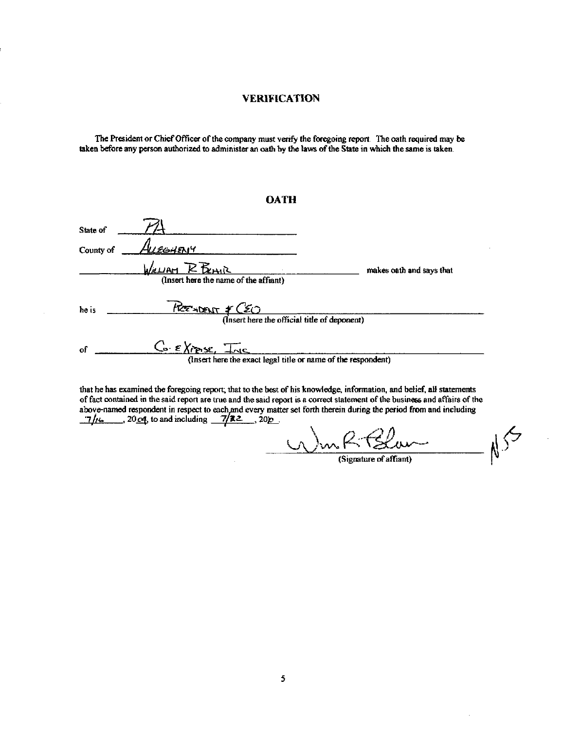## VERIFICATION

The President or Chief Officer of the company must verify the foregoing report. The oath required may be taken before any person authorized to administer an oath by the laws of the State in which the same is taken.

## OATH

State of PA

County of ALLEGHENY

WILLIAM R BEHR makes oath and says that
(Insert here the name of the affiant)

he is PRESIDENT & CEO
(Insert here the official title of deponent)

of G. EXPRESS, INC
(Insert here the exact legal title or name of the respondent)

that he has examined the foregoing report; that to the best of his knowledge, information, and belief, all statements of fact contained in the said report are true and the said report is a correct statement of the business and affairs of the above-named respondent in respect to each and every matter set forth therein during the period from and including 7/16, 2004, to and including 7/22, 200.

Wm R Behr
(Signature of affiant)

N.S